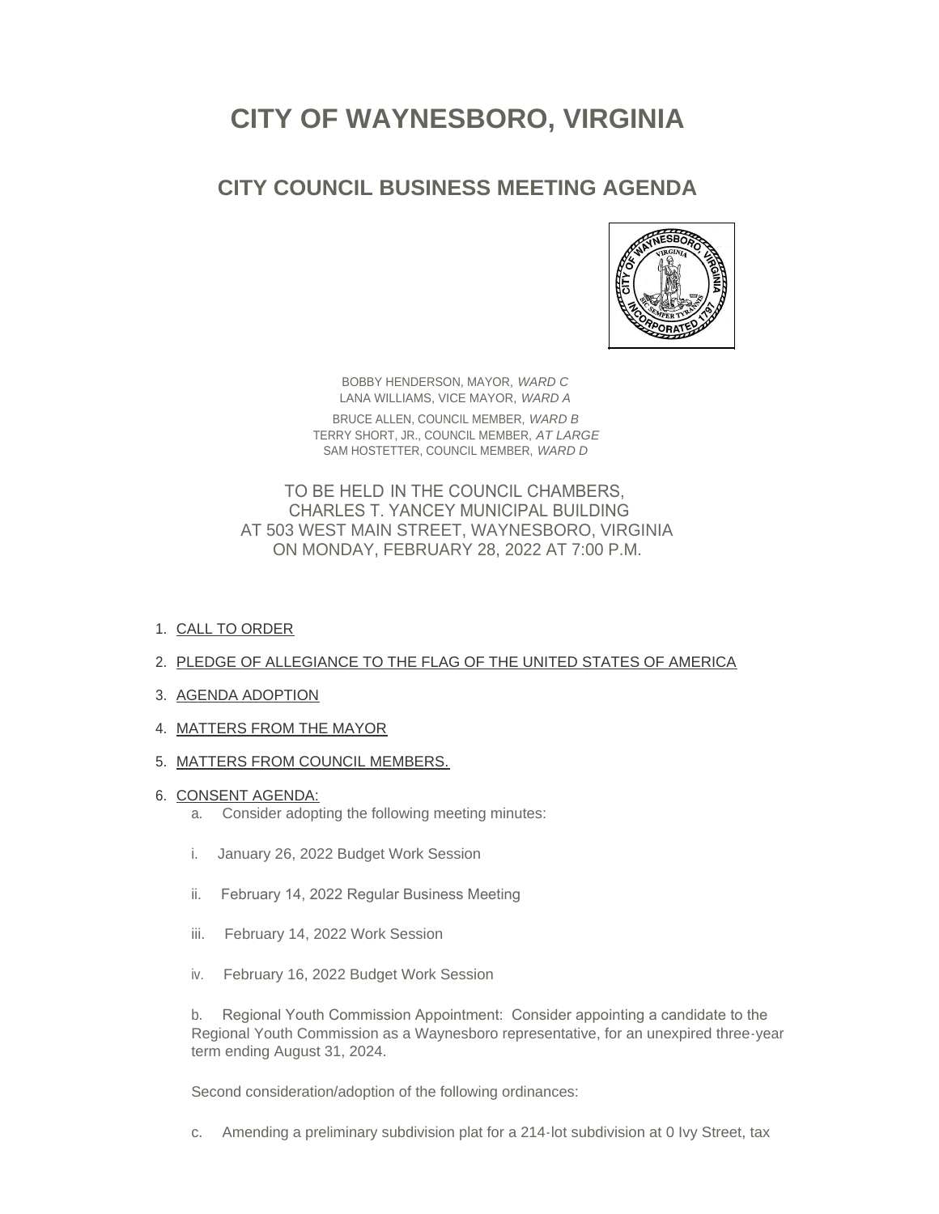# CITY OF WAYNESBORO, VIRGINIA

## CITY COUNCIL BUSINESS MEETING AGENDA

BOBBY HENDERSON, MAYOR, *WARD C*
LANA WILLIAMS, VICE MAYOR, *WARD A*

BRUCE ALLEN, COUNCIL MEMBER, *WARD B*
TERRY SHORT, JR., COUNCIL MEMBER, *AT LARGE*
SAM HOSTETTER, COUNCIL MEMBER, *WARD D*

TO BE HELD IN THE COUNCIL CHAMBERS,
CHARLES T. YANCEY MUNICIPAL BUILDING
AT 503 WEST MAIN STREET, WAYNESBORO, VIRGINIA
ON MONDAY, FEBRUARY 28, 2022 AT 7:00 P.M.

1. CALL TO ORDER
2. PLEDGE OF ALLEGIANCE TO THE FLAG OF THE UNITED STATES OF AMERICA
3. AGENDA ADOPTION
4. MATTERS FROM THE MAYOR
5. MATTERS FROM COUNCIL MEMBERS.
6. CONSENT AGENDA:
   a. Consider adopting the following meeting minutes:

   i. January 26, 2022 Budget Work Session

   ii. February 14, 2022 Regular Business Meeting

   iii. February 14, 2022 Work Session

   iv. February 16, 2022 Budget Work Session

   b. Regional Youth Commission Appointment: Consider appointing a candidate to the Regional Youth Commission as a Waynesboro representative, for an unexpired three-year term ending August 31, 2024.

   Second consideration/adoption of the following ordinances:

   c. Amending a preliminary subdivision plat for a 214-lot subdivision at 0 Ivy Street, tax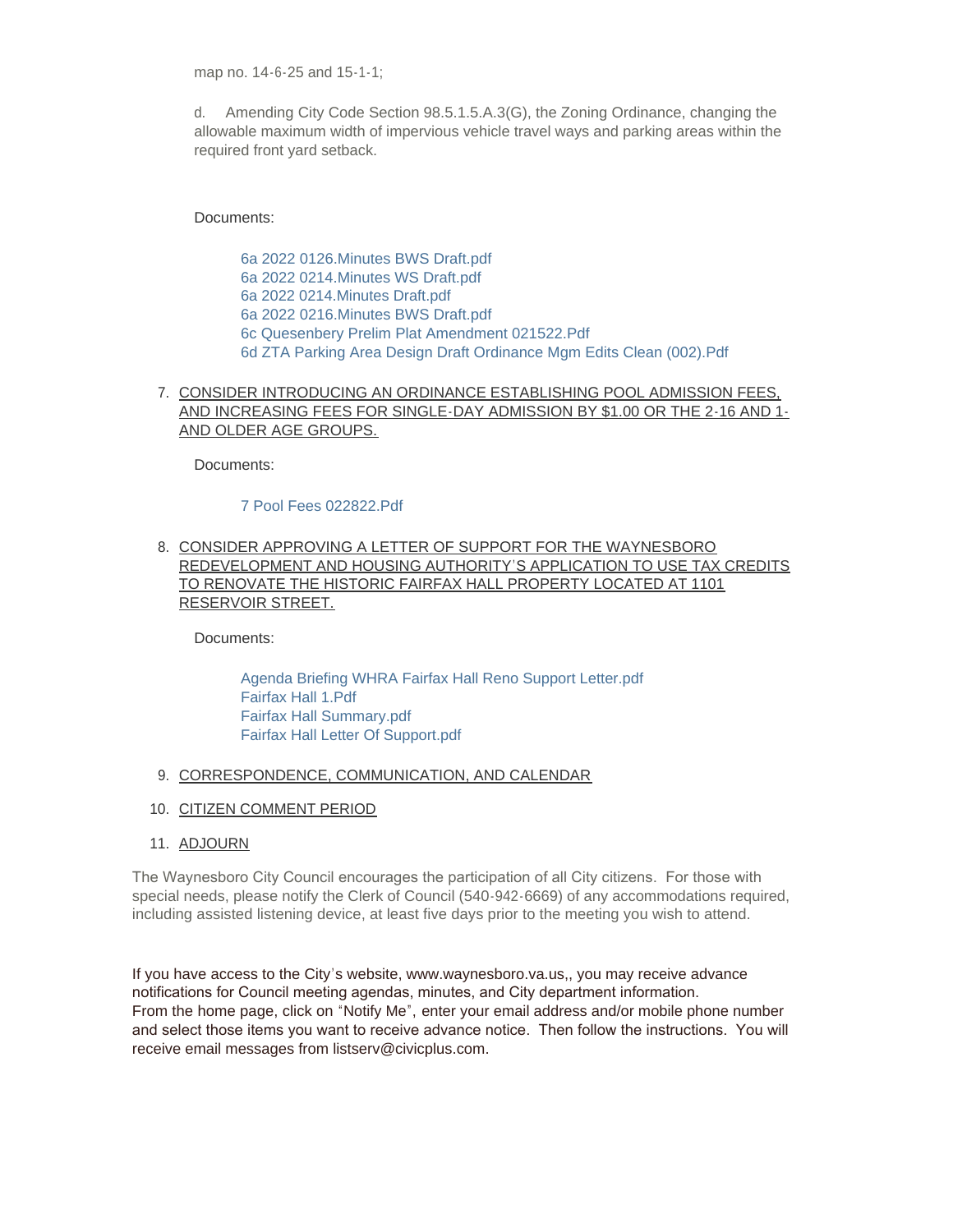map no. 14-6-25 and 15-1-1;

d. Amending City Code Section 98.5.1.5.A.3(G), the Zoning Ordinance, changing the allowable maximum width of impervious vehicle travel ways and parking areas within the required front yard setback.

Documents:

- 6a 2022 0126.Minutes BWS Draft.pdf
- 6a 2022 0214.Minutes WS Draft.pdf
- 6a 2022 0214.Minutes Draft.pdf
- 6a 2022 0216.Minutes BWS Draft.pdf
- 6c Quesenbery Prelim Plat Amendment 021522.Pdf
- 6d ZTA Parking Area Design Draft Ordinance Mgm Edits Clean (002).Pdf

7. CONSIDER INTRODUCING AN ORDINANCE ESTABLISHING POOL ADMISSION FEES, AND INCREASING FEES FOR SINGLE-DAY ADMISSION BY $1.00 OR THE 2-16 AND 1-AND OLDER AGE GROUPS.

   Documents:

   - 7 Pool Fees 022822.Pdf

8. CONSIDER APPROVING A LETTER OF SUPPORT FOR THE WAYNESBORO REDEVELOPMENT AND HOUSING AUTHORITY'S APPLICATION TO USE TAX CREDITS TO RENOVATE THE HISTORIC FAIRFAX HALL PROPERTY LOCATED AT 1101 RESERVOIR STREET.

   Documents:

   - Agenda Briefing WHRA Fairfax Hall Reno Support Letter.pdf
   - Fairfax Hall 1.Pdf
   - Fairfax Hall Summary.pdf
   - Fairfax Hall Letter Of Support.pdf

9. CORRESPONDENCE, COMMUNICATION, AND CALENDAR

10. CITIZEN COMMENT PERIOD

11. ADJOURN

The Waynesboro City Council encourages the participation of all City citizens. For those with special needs, please notify the Clerk of Council (540-942-6669) of any accommodations required, including assisted listening device, at least five days prior to the meeting you wish to attend.

If you have access to the City's website, www.waynesboro.va.us,, you may receive advance notifications for Council meeting agendas, minutes, and City department information.
From the home page, click on "Notify Me", enter your email address and/or mobile phone number and select those items you want to receive advance notice. Then follow the instructions. You will receive email messages from listserv@civicplus.com.